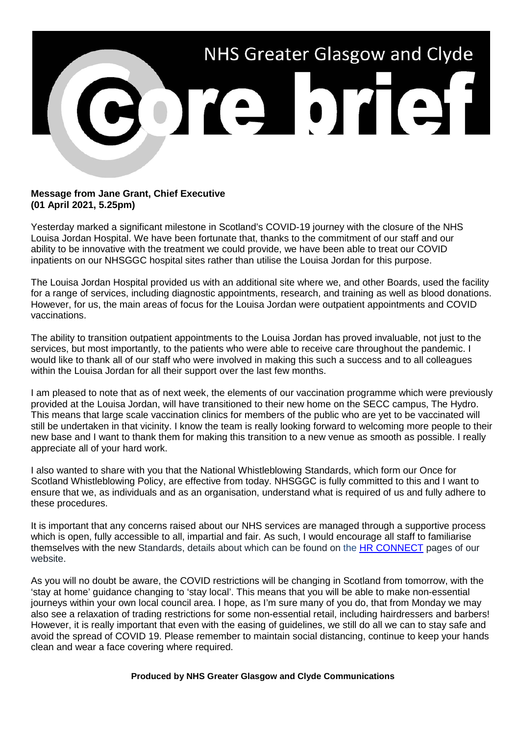NHS Greater Glasgow and Clyde

# core brief

**Message from Jane Grant, Chief Executive**
**(01 April 2021, 5.25pm)**

Yesterday marked a significant milestone in Scotland's COVID-19 journey with the closure of the NHS Louisa Jordan Hospital. We have been fortunate that, thanks to the commitment of our staff and our ability to be innovative with the treatment we could provide, we have been able to treat our COVID inpatients on our NHSGGC hospital sites rather than utilise the Louisa Jordan for this purpose.

The Louisa Jordan Hospital provided us with an additional site where we, and other Boards, used the facility for a range of services, including diagnostic appointments, research, and training as well as blood donations. However, for us, the main areas of focus for the Louisa Jordan were outpatient appointments and COVID vaccinations.

The ability to transition outpatient appointments to the Louisa Jordan has proved invaluable, not just to the services, but most importantly, to the patients who were able to receive care throughout the pandemic. I would like to thank all of our staff who were involved in making this such a success and to all colleagues within the Louisa Jordan for all their support over the last few months.

I am pleased to note that as of next week, the elements of our vaccination programme which were previously provided at the Louisa Jordan, will have transitioned to their new home on the SECC campus, The Hydro. This means that large scale vaccination clinics for members of the public who are yet to be vaccinated will still be undertaken in that vicinity. I know the team is really looking forward to welcoming more people to their new base and I want to thank them for making this transition to a new venue as smooth as possible. I really appreciate all of your hard work.

I also wanted to share with you that the National Whistleblowing Standards, which form our Once for Scotland Whistleblowing Policy, are effective from today. NHSGGC is fully committed to this and I want to ensure that we, as individuals and as an organisation, understand what is required of us and fully adhere to these procedures.

It is important that any concerns raised about our NHS services are managed through a supportive process which is open, fully accessible to all, impartial and fair. As such, I would encourage all staff to familiarise themselves with the new Standards, details about which can be found on the HR CONNECT pages of our website.

As you will no doubt be aware, the COVID restrictions will be changing in Scotland from tomorrow, with the 'stay at home' guidance changing to 'stay local'. This means that you will be able to make non-essential journeys within your own local council area. I hope, as I'm sure many of you do, that from Monday we may also see a relaxation of trading restrictions for some non-essential retail, including hairdressers and barbers! However, it is really important that even with the easing of guidelines, we still do all we can to stay safe and avoid the spread of COVID 19. Please remember to maintain social distancing, continue to keep your hands clean and wear a face covering where required.

**Produced by NHS Greater Glasgow and Clyde Communications**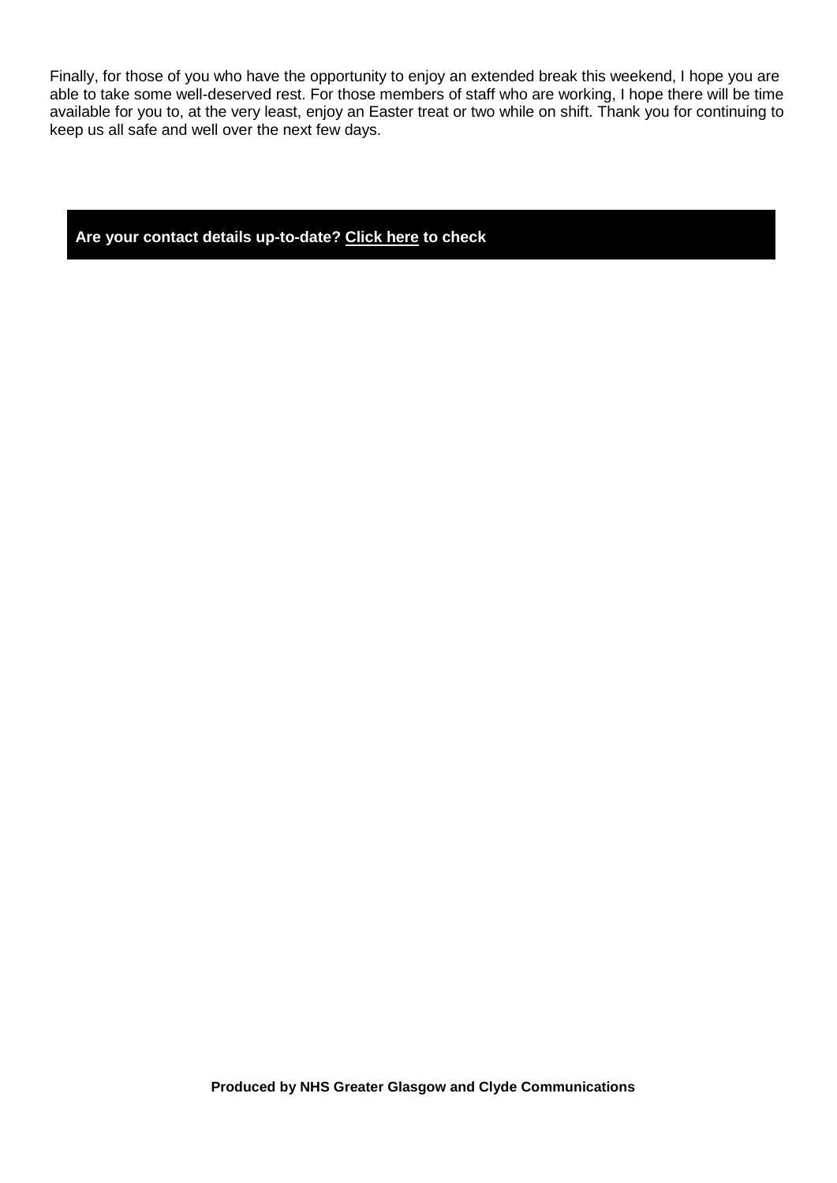Finally, for those of you who have the opportunity to enjoy an extended break this weekend, I hope you are able to take some well-deserved rest. For those members of staff who are working, I hope there will be time available for you to, at the very least, enjoy an Easter treat or two while on shift. Thank you for continuing to keep us all safe and well over the next few days.

**Are your contact details up-to-date? Click here to check**

**Produced by NHS Greater Glasgow and Clyde Communications**